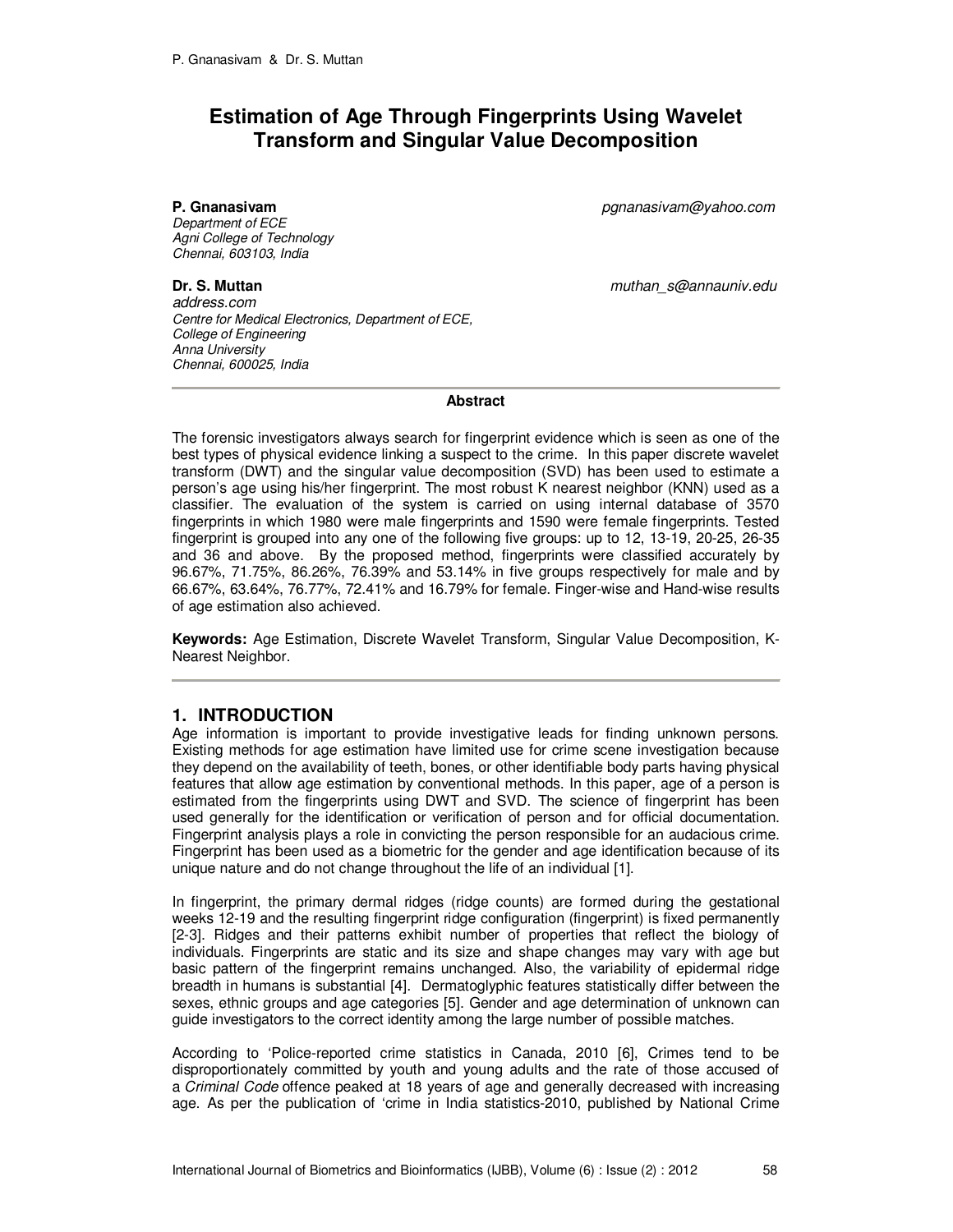# Estimation of Age Through Fingerprints Using Wavelet Transform and Singular Value Decomposition

**P. Gnanasivam** pgnanasivam@yahoo.com
*Department of ECE*
*Agni College of Technology*
*Chennai, 603103, India*

**Dr. S. Muttan** muthan_s@annauniv.edu
*address.com*
*Centre for Medical Electronics, Department of ECE,*
*College of Engineering*
*Anna University*
*Chennai, 600025, India*

---

**Abstract**

The forensic investigators always search for fingerprint evidence which is seen as one of the best types of physical evidence linking a suspect to the crime. In this paper discrete wavelet transform (DWT) and the singular value decomposition (SVD) has been used to estimate a person's age using his/her fingerprint. The most robust K nearest neighbor (KNN) used as a classifier. The evaluation of the system is carried on using internal database of 3570 fingerprints in which 1980 were male fingerprints and 1590 were female fingerprints. Tested fingerprint is grouped into any one of the following five groups: up to 12, 13-19, 20-25, 26-35 and 36 and above. By the proposed method, fingerprints were classified accurately by 96.67%, 71.75%, 86.26%, 76.39% and 53.14% in five groups respectively for male and by 66.67%, 63.64%, 76.77%, 72.41% and 16.79% for female. Finger-wise and Hand-wise results of age estimation also achieved.

**Keywords:** Age Estimation, Discrete Wavelet Transform, Singular Value Decomposition, K-Nearest Neighbor.

---

## 1. INTRODUCTION

Age information is important to provide investigative leads for finding unknown persons. Existing methods for age estimation have limited use for crime scene investigation because they depend on the availability of teeth, bones, or other identifiable body parts having physical features that allow age estimation by conventional methods. In this paper, age of a person is estimated from the fingerprints using DWT and SVD. The science of fingerprint has been used generally for the identification or verification of person and for official documentation. Fingerprint analysis plays a role in convicting the person responsible for an audacious crime. Fingerprint has been used as a biometric for the gender and age identification because of its unique nature and do not change throughout the life of an individual [1].

In fingerprint, the primary dermal ridges (ridge counts) are formed during the gestational weeks 12-19 and the resulting fingerprint ridge configuration (fingerprint) is fixed permanently [2-3]. Ridges and their patterns exhibit number of properties that reflect the biology of individuals. Fingerprints are static and its size and shape changes may vary with age but basic pattern of the fingerprint remains unchanged. Also, the variability of epidermal ridge breadth in humans is substantial [4]. Dermatoglyphic features statistically differ between the sexes, ethnic groups and age categories [5]. Gender and age determination of unknown can guide investigators to the correct identity among the large number of possible matches.

According to 'Police-reported crime statistics in Canada, 2010 [6], Crimes tend to be disproportionately committed by youth and young adults and the rate of those accused of a *Criminal Code* offence peaked at 18 years of age and generally decreased with increasing age. As per the publication of 'crime in India statistics-2010, published by National Crime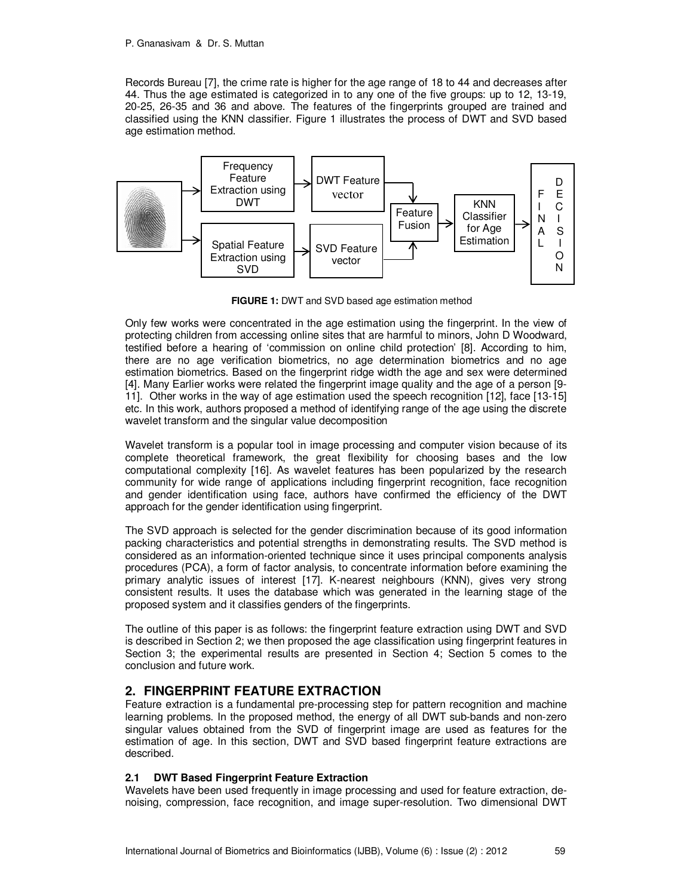Records Bureau [7], the crime rate is higher for the age range of 18 to 44 and decreases after 44. Thus the age estimated is categorized in to any one of the five groups: up to 12, 13-19, 20-25, 26-35 and 36 and above. The features of the fingerprints grouped are trained and classified using the KNN classifier. Figure 1 illustrates the process of DWT and SVD based age estimation method.

**FIGURE 1:** DWT and SVD based age estimation method

Only few works were concentrated in the age estimation using the fingerprint. In the view of protecting children from accessing online sites that are harmful to minors, John D Woodward, testified before a hearing of 'commission on online child protection' [8]. According to him, there are no age verification biometrics, no age determination biometrics and no age estimation biometrics. Based on the fingerprint ridge width the age and sex were determined [4]. Many Earlier works were related the fingerprint image quality and the age of a person [9-11]. Other works in the way of age estimation used the speech recognition [12], face [13-15] etc. In this work, authors proposed a method of identifying range of the age using the discrete wavelet transform and the singular value decomposition

Wavelet transform is a popular tool in image processing and computer vision because of its complete theoretical framework, the great flexibility for choosing bases and the low computational complexity [16]. As wavelet features has been popularized by the research community for wide range of applications including fingerprint recognition, face recognition and gender identification using face, authors have confirmed the efficiency of the DWT approach for the gender identification using fingerprint.

The SVD approach is selected for the gender discrimination because of its good information packing characteristics and potential strengths in demonstrating results. The SVD method is considered as an information-oriented technique since it uses principal components analysis procedures (PCA), a form of factor analysis, to concentrate information before examining the primary analytic issues of interest [17]. K-nearest neighbours (KNN), gives very strong consistent results. It uses the database which was generated in the learning stage of the proposed system and it classifies genders of the fingerprints.

The outline of this paper is as follows: the fingerprint feature extraction using DWT and SVD is described in Section 2; we then proposed the age classification using fingerprint features in Section 3; the experimental results are presented in Section 4; Section 5 comes to the conclusion and future work.

## 2. FINGERPRINT FEATURE EXTRACTION

Feature extraction is a fundamental pre-processing step for pattern recognition and machine learning problems. In the proposed method, the energy of all DWT sub-bands and non-zero singular values obtained from the SVD of fingerprint image are used as features for the estimation of age. In this section, DWT and SVD based fingerprint feature extractions are described.

### 2.1 DWT Based Fingerprint Feature Extraction

Wavelets have been used frequently in image processing and used for feature extraction, de-noising, compression, face recognition, and image super-resolution. Two dimensional DWT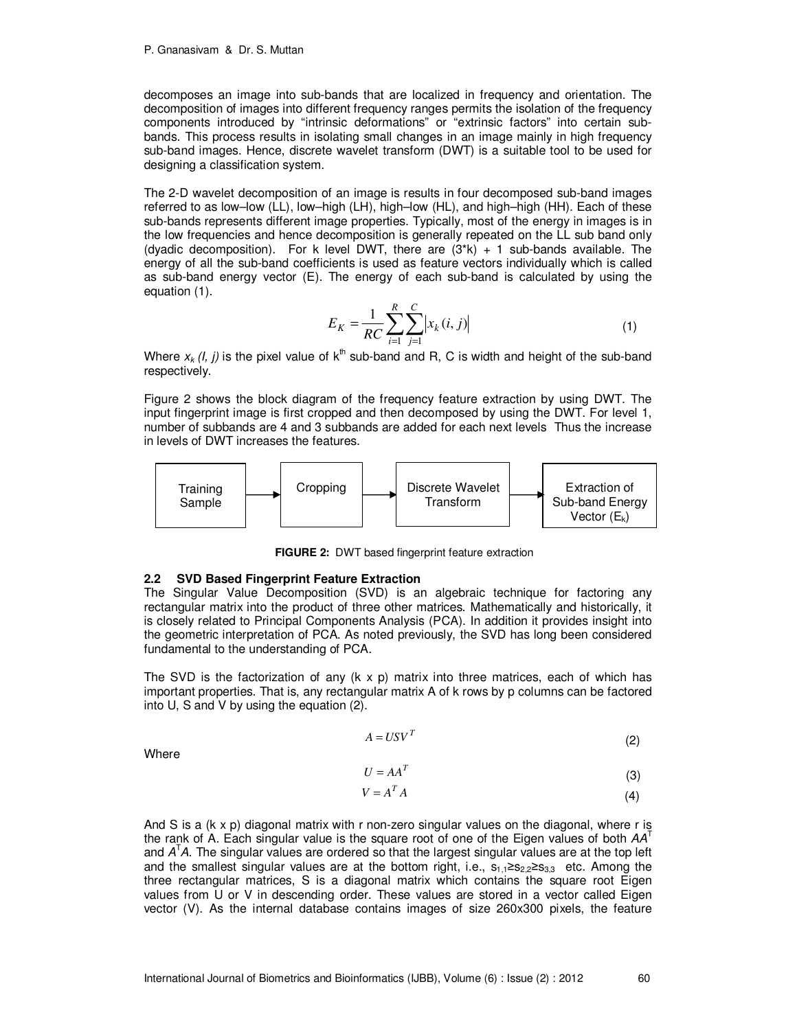decomposes an image into sub-bands that are localized in frequency and orientation. The decomposition of images into different frequency ranges permits the isolation of the frequency components introduced by "intrinsic deformations" or "extrinsic factors" into certain sub-bands. This process results in isolating small changes in an image mainly in high frequency sub-band images. Hence, discrete wavelet transform (DWT) is a suitable tool to be used for designing a classification system.

The 2-D wavelet decomposition of an image is results in four decomposed sub-band images referred to as low–low (LL), low–high (LH), high–low (HL), and high–high (HH). Each of these sub-bands represents different image properties. Typically, most of the energy in images is in the low frequencies and hence decomposition is generally repeated on the LL sub band only (dyadic decomposition). For k level DWT, there are (3*k) + 1 sub-bands available. The energy of all the sub-band coefficients is used as feature vectors individually which is called as sub-band energy vector (E). The energy of each sub-band is calculated by using the equation (1).

$$E_K = \frac{1}{RC}\sum_{i=1}^{R}\sum_{j=1}^{C}\left|x_k(i,j)\right| \tag{1}$$

Where $x_k(l, j)$ is the pixel value of $k^{th}$ sub-band and R, C is width and height of the sub-band respectively.

Figure 2 shows the block diagram of the frequency feature extraction by using DWT. The input fingerprint image is first cropped and then decomposed by using the DWT. For level 1, number of subbands are 4 and 3 subbands are added for each next levels Thus the increase in levels of DWT increases the features.

Training Sample → Cropping → Discrete Wavelet Transform → Extraction of Sub-band Energy Vector ($E_k$)

**FIGURE 2:** DWT based fingerprint feature extraction

### 2.2 SVD Based Fingerprint Feature Extraction

The Singular Value Decomposition (SVD) is an algebraic technique for factoring any rectangular matrix into the product of three other matrices. Mathematically and historically, it is closely related to Principal Components Analysis (PCA). In addition it provides insight into the geometric interpretation of PCA. As noted previously, the SVD has long been considered fundamental to the understanding of PCA.

The SVD is the factorization of any (k x p) matrix into three matrices, each of which has important properties. That is, any rectangular matrix A of k rows by p columns can be factored into U, S and V by using the equation (2).

$$A = USV^T \tag{2}$$

Where

$$U = AA^T \tag{3}$$

$$V = A^T A \tag{4}$$

And S is a (k x p) diagonal matrix with r non-zero singular values on the diagonal, where r is the rank of A. Each singular value is the square root of one of the Eigen values of both $AA^T$ and $A^TA$. The singular values are ordered so that the largest singular values are at the top left and the smallest singular values are at the bottom right, i.e., $s_{1,1} \geq s_{2,2} \geq s_{3,3}$ etc. Among the three rectangular matrices, S is a diagonal matrix which contains the square root Eigen values from U or V in descending order. These values are stored in a vector called Eigen vector (V). As the internal database contains images of size 260x300 pixels, the feature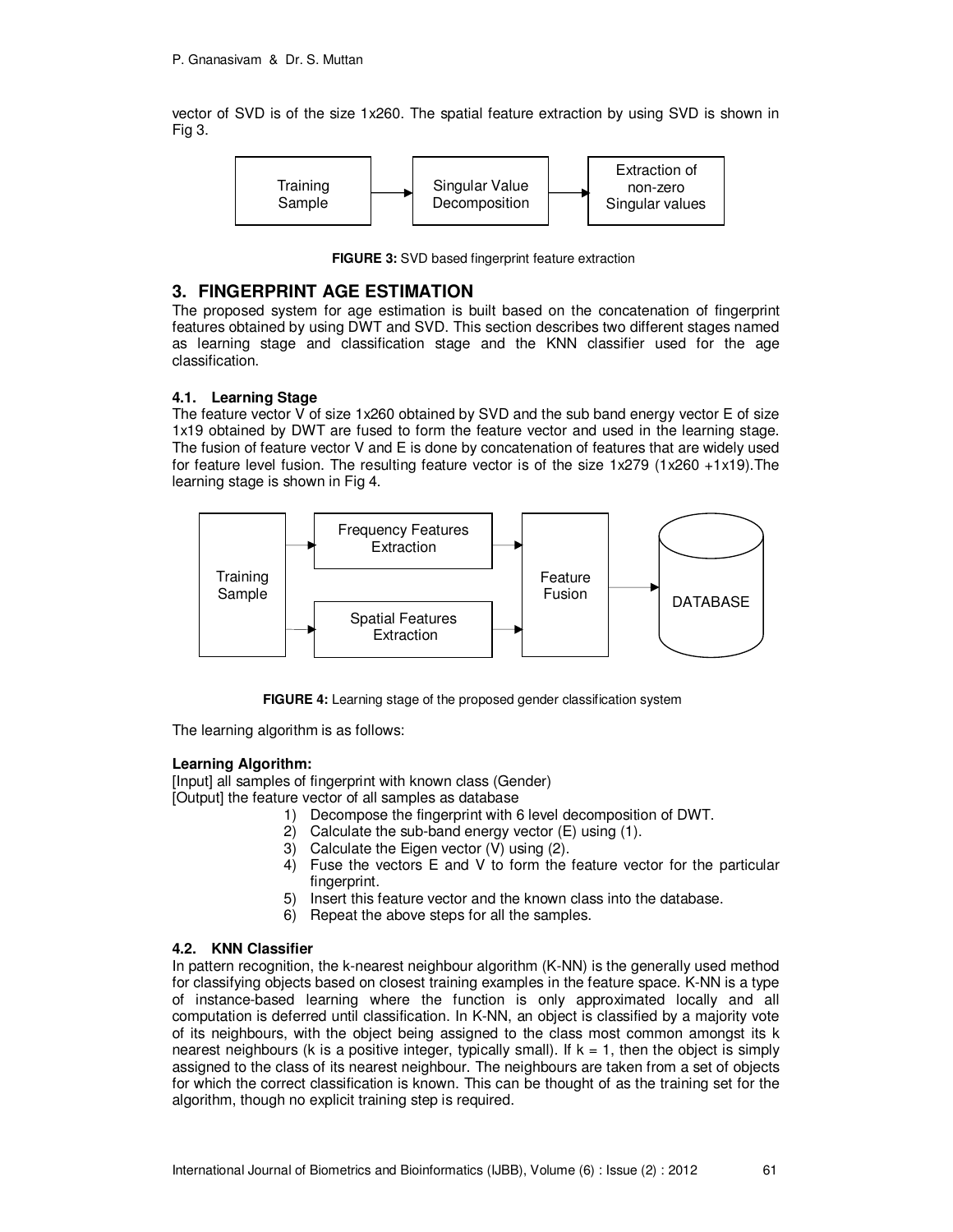vector of SVD is of the size 1x260. The spatial feature extraction by using SVD is shown in Fig 3.

Training Sample → Singular Value Decomposition → Extraction of non-zero Singular values

**FIGURE 3:** SVD based fingerprint feature extraction

## 3. FINGERPRINT AGE ESTIMATION

The proposed system for age estimation is built based on the concatenation of fingerprint features obtained by using DWT and SVD. This section describes two different stages named as learning stage and classification stage and the KNN classifier used for the age classification.

### 4.1. Learning Stage

The feature vector V of size 1x260 obtained by SVD and the sub band energy vector E of size 1x19 obtained by DWT are fused to form the feature vector and used in the learning stage. The fusion of feature vector V and E is done by concatenation of features that are widely used for feature level fusion. The resulting feature vector is of the size 1x279 (1x260 +1x19).The learning stage is shown in Fig 4.

Training Sample → Frequency Features Extraction / Spatial Features Extraction → Feature Fusion → DATABASE

**FIGURE 4:** Learning stage of the proposed gender classification system

The learning algorithm is as follows:

**Learning Algorithm:**

[Input] all samples of fingerprint with known class (Gender)
[Output] the feature vector of all samples as database

1) Decompose the fingerprint with 6 level decomposition of DWT.
2) Calculate the sub-band energy vector (E) using (1).
3) Calculate the Eigen vector (V) using (2).
4) Fuse the vectors E and V to form the feature vector for the particular fingerprint.
5) Insert this feature vector and the known class into the database.
6) Repeat the above steps for all the samples.

### 4.2. KNN Classifier

In pattern recognition, the k-nearest neighbour algorithm (K-NN) is the generally used method for classifying objects based on closest training examples in the feature space. K-NN is a type of instance-based learning where the function is only approximated locally and all computation is deferred until classification. In K-NN, an object is classified by a majority vote of its neighbours, with the object being assigned to the class most common amongst its k nearest neighbours (k is a positive integer, typically small). If k = 1, then the object is simply assigned to the class of its nearest neighbour. The neighbours are taken from a set of objects for which the correct classification is known. This can be thought of as the training set for the algorithm, though no explicit training step is required.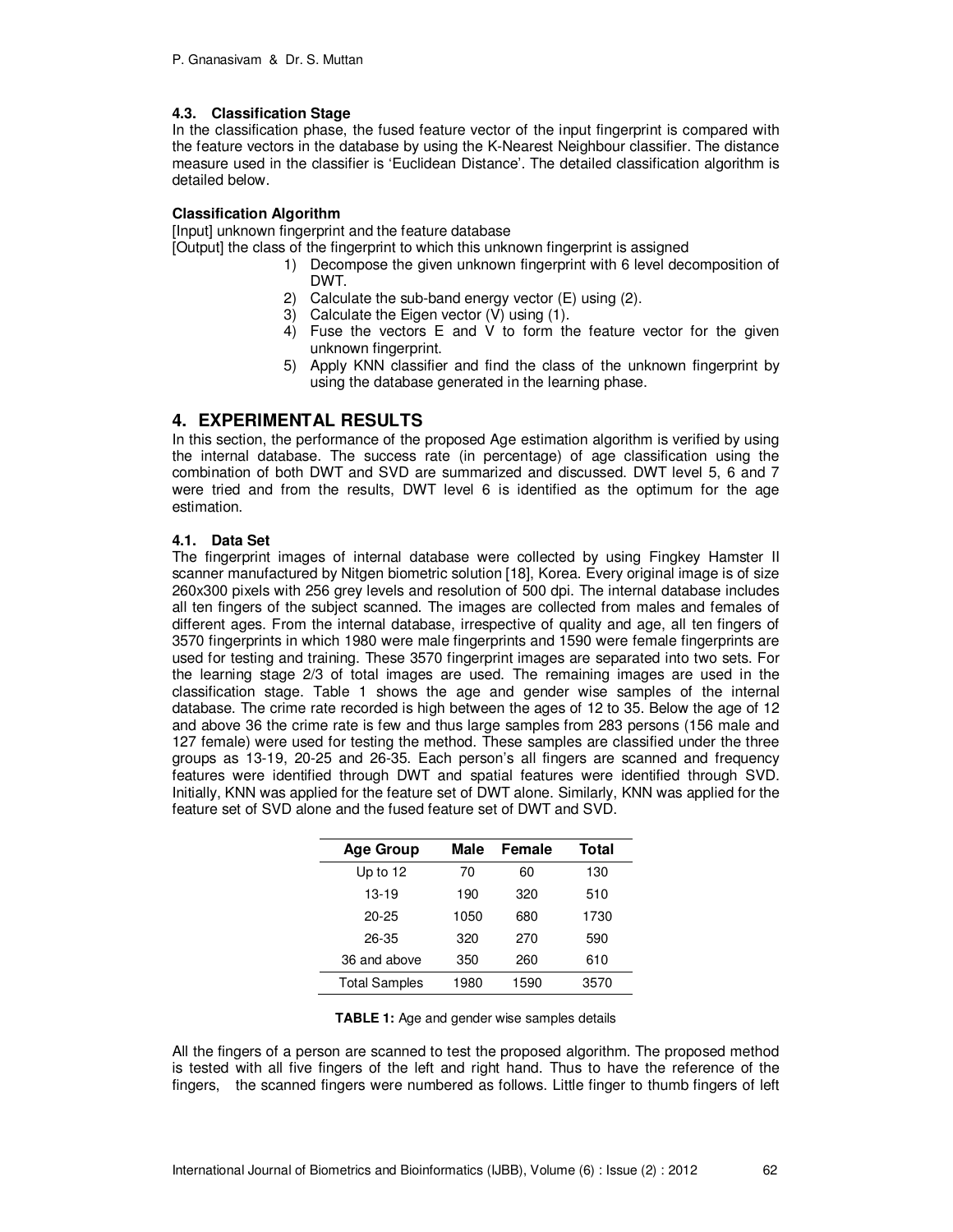### 4.3. Classification Stage

In the classification phase, the fused feature vector of the input fingerprint is compared with the feature vectors in the database by using the K-Nearest Neighbour classifier. The distance measure used in the classifier is 'Euclidean Distance'. The detailed classification algorithm is detailed below.

**Classification Algorithm**

[Input] unknown fingerprint and the feature database
[Output] the class of the fingerprint to which this unknown fingerprint is assigned

1) Decompose the given unknown fingerprint with 6 level decomposition of DWT.
2) Calculate the sub-band energy vector (E) using (2).
3) Calculate the Eigen vector (V) using (1).
4) Fuse the vectors E and V to form the feature vector for the given unknown fingerprint.
5) Apply KNN classifier and find the class of the unknown fingerprint by using the database generated in the learning phase.

## 4. EXPERIMENTAL RESULTS

In this section, the performance of the proposed Age estimation algorithm is verified by using the internal database. The success rate (in percentage) of age classification using the combination of both DWT and SVD are summarized and discussed. DWT level 5, 6 and 7 were tried and from the results, DWT level 6 is identified as the optimum for the age estimation.

### 4.1. Data Set

The fingerprint images of internal database were collected by using Fingkey Hamster II scanner manufactured by Nitgen biometric solution [18], Korea. Every original image is of size 260x300 pixels with 256 grey levels and resolution of 500 dpi. The internal database includes all ten fingers of the subject scanned. The images are collected from males and females of different ages. From the internal database, irrespective of quality and age, all ten fingers of 3570 fingerprints in which 1980 were male fingerprints and 1590 were female fingerprints are used for testing and training. These 3570 fingerprint images are separated into two sets. For the learning stage 2/3 of total images are used. The remaining images are used in the classification stage. Table 1 shows the age and gender wise samples of the internal database. The crime rate recorded is high between the ages of 12 to 35. Below the age of 12 and above 36 the crime rate is few and thus large samples from 283 persons (156 male and 127 female) were used for testing the method. These samples are classified under the three groups as 13-19, 20-25 and 26-35. Each person's all fingers are scanned and frequency features were identified through DWT and spatial features were identified through SVD. Initially, KNN was applied for the feature set of DWT alone. Similarly, KNN was applied for the feature set of SVD alone and the fused feature set of DWT and SVD.

| Age Group | Male | Female | Total |
|---|---|---|---|
| Up to 12 | 70 | 60 | 130 |
| 13-19 | 190 | 320 | 510 |
| 20-25 | 1050 | 680 | 1730 |
| 26-35 | 320 | 270 | 590 |
| 36 and above | 350 | 260 | 610 |
| Total Samples | 1980 | 1590 | 3570 |

**TABLE 1:** Age and gender wise samples details

All the fingers of a person are scanned to test the proposed algorithm. The proposed method is tested with all five fingers of the left and right hand. Thus to have the reference of the fingers, the scanned fingers were numbered as follows. Little finger to thumb fingers of left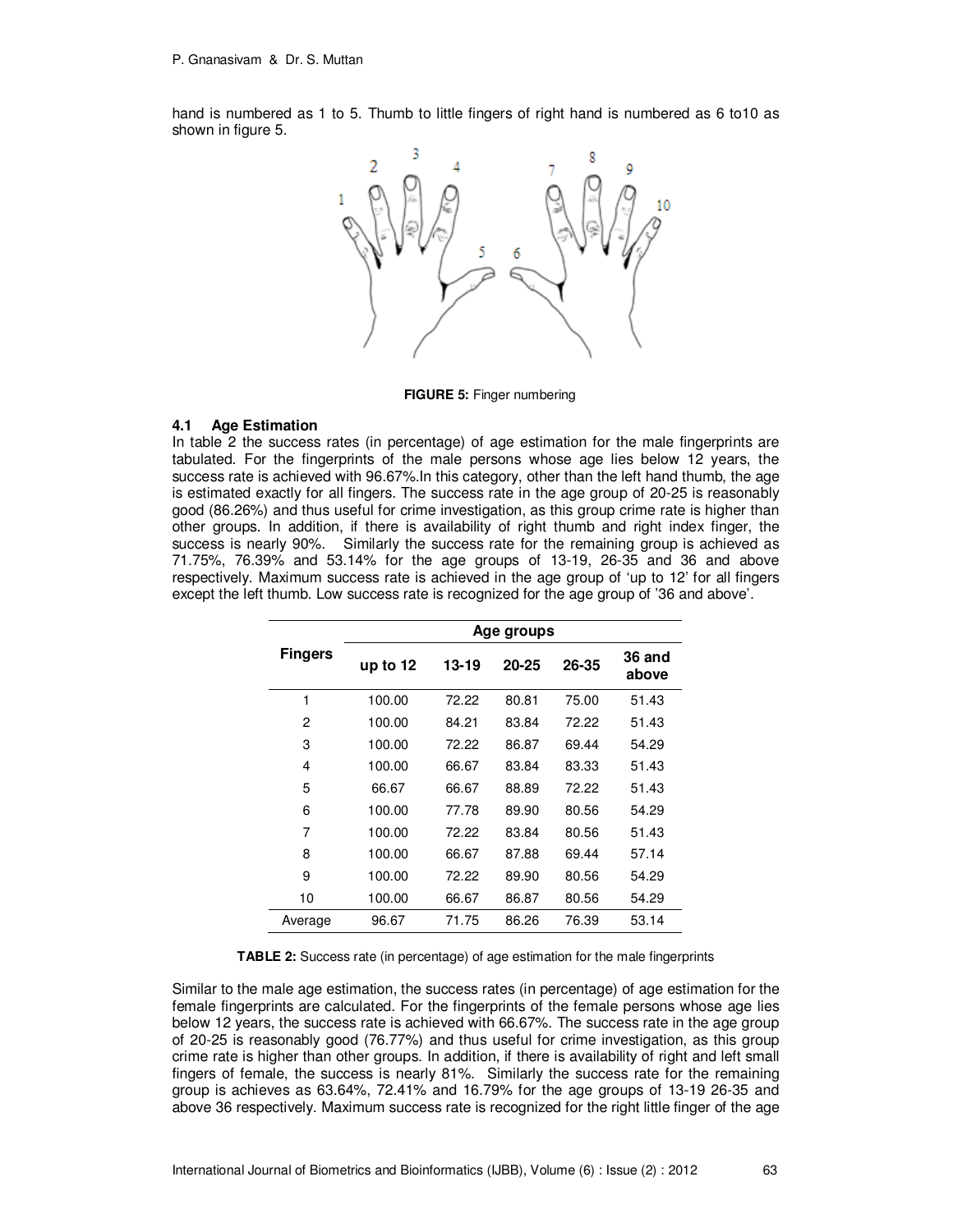hand is numbered as 1 to 5. Thumb to little fingers of right hand is numbered as 6 to10 as shown in figure 5.

**FIGURE 5:** Finger numbering

### 4.1 Age Estimation

In table 2 the success rates (in percentage) of age estimation for the male fingerprints are tabulated. For the fingerprints of the male persons whose age lies below 12 years, the success rate is achieved with 96.67%.In this category, other than the left hand thumb, the age is estimated exactly for all fingers. The success rate in the age group of 20-25 is reasonably good (86.26%) and thus useful for crime investigation, as this group crime rate is higher than other groups. In addition, if there is availability of right thumb and right index finger, the success is nearly 90%. Similarly the success rate for the remaining group is achieved as 71.75%, 76.39% and 53.14% for the age groups of 13-19, 26-35 and 36 and above respectively. Maximum success rate is achieved in the age group of 'up to 12' for all fingers except the left thumb. Low success rate is recognized for the age group of '36 and above'.

| Fingers | Age groups | | | | |
|---|---|---|---|---|---|
| | up to 12 | 13-19 | 20-25 | 26-35 | 36 and above |
| 1 | 100.00 | 72.22 | 80.81 | 75.00 | 51.43 |
| 2 | 100.00 | 84.21 | 83.84 | 72.22 | 51.43 |
| 3 | 100.00 | 72.22 | 86.87 | 69.44 | 54.29 |
| 4 | 100.00 | 66.67 | 83.84 | 83.33 | 51.43 |
| 5 | 66.67 | 66.67 | 88.89 | 72.22 | 51.43 |
| 6 | 100.00 | 77.78 | 89.90 | 80.56 | 54.29 |
| 7 | 100.00 | 72.22 | 83.84 | 80.56 | 51.43 |
| 8 | 100.00 | 66.67 | 87.88 | 69.44 | 57.14 |
| 9 | 100.00 | 72.22 | 89.90 | 80.56 | 54.29 |
| 10 | 100.00 | 66.67 | 86.87 | 80.56 | 54.29 |
| Average | 96.67 | 71.75 | 86.26 | 76.39 | 53.14 |

**TABLE 2:** Success rate (in percentage) of age estimation for the male fingerprints

Similar to the male age estimation, the success rates (in percentage) of age estimation for the female fingerprints are calculated. For the fingerprints of the female persons whose age lies below 12 years, the success rate is achieved with 66.67%. The success rate in the age group of 20-25 is reasonably good (76.77%) and thus useful for crime investigation, as this group crime rate is higher than other groups. In addition, if there is availability of right and left small fingers of female, the success is nearly 81%. Similarly the success rate for the remaining group is achieves as 63.64%, 72.41% and 16.79% for the age groups of 13-19 26-35 and above 36 respectively. Maximum success rate is recognized for the right little finger of the age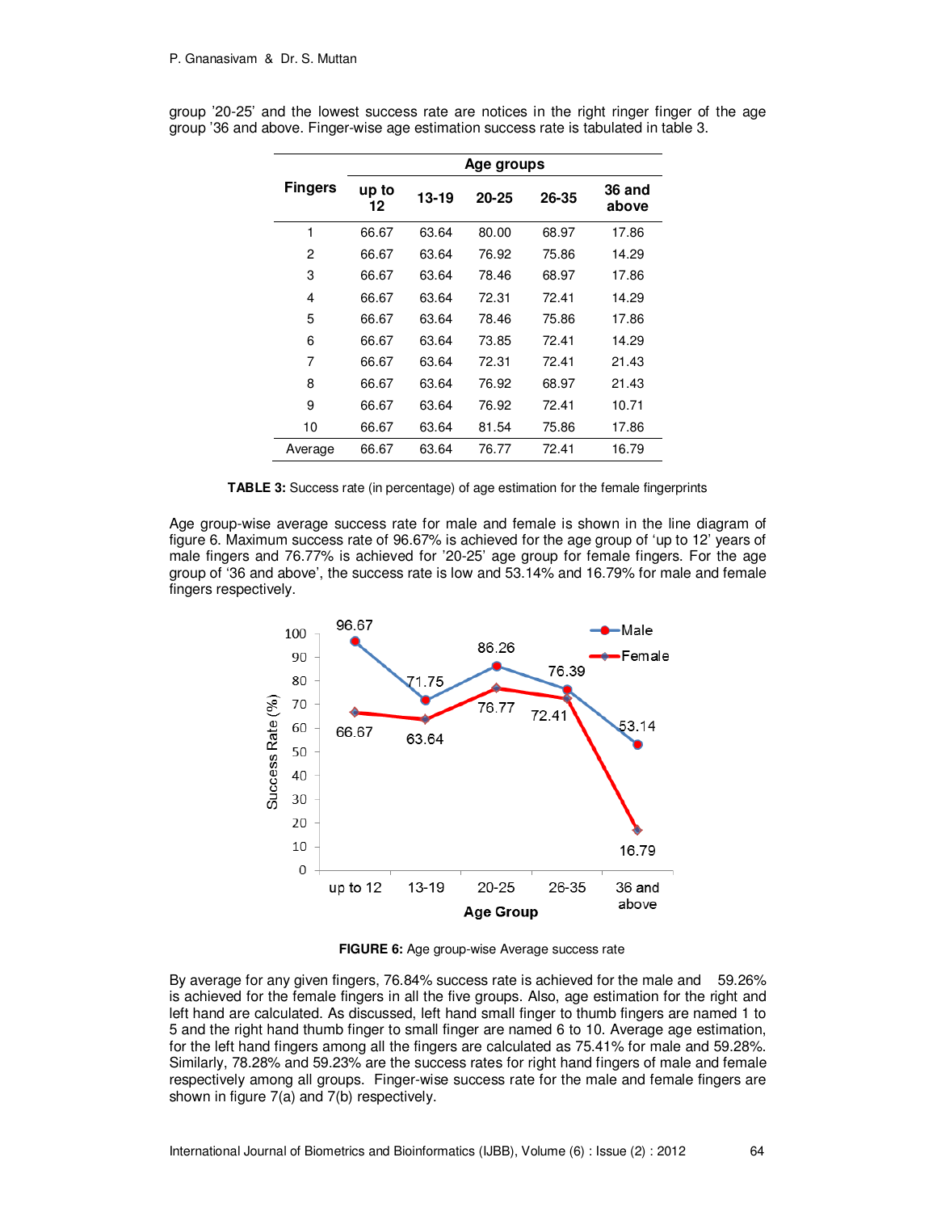group '20-25' and the lowest success rate are notices in the right ringer finger of the age group '36 and above. Finger-wise age estimation success rate is tabulated in table 3.

| Fingers | Age groups | | | | |
|---|---|---|---|---|---|
| | up to 12 | 13-19 | 20-25 | 26-35 | 36 and above |
| 1 | 66.67 | 63.64 | 80.00 | 68.97 | 17.86 |
| 2 | 66.67 | 63.64 | 76.92 | 75.86 | 14.29 |
| 3 | 66.67 | 63.64 | 78.46 | 68.97 | 17.86 |
| 4 | 66.67 | 63.64 | 72.31 | 72.41 | 14.29 |
| 5 | 66.67 | 63.64 | 78.46 | 75.86 | 17.86 |
| 6 | 66.67 | 63.64 | 73.85 | 72.41 | 14.29 |
| 7 | 66.67 | 63.64 | 72.31 | 72.41 | 21.43 |
| 8 | 66.67 | 63.64 | 76.92 | 68.97 | 21.43 |
| 9 | 66.67 | 63.64 | 76.92 | 72.41 | 10.71 |
| 10 | 66.67 | 63.64 | 81.54 | 75.86 | 17.86 |
| Average | 66.67 | 63.64 | 76.77 | 72.41 | 16.79 |

**TABLE 3:** Success rate (in percentage) of age estimation for the female fingerprints

Age group-wise average success rate for male and female is shown in the line diagram of figure 6. Maximum success rate of 96.67% is achieved for the age group of 'up to 12' years of male fingers and 76.77% is achieved for '20-25' age group for female fingers. For the age group of '36 and above', the success rate is low and 53.14% and 16.79% for male and female fingers respectively.

**FIGURE 6:** Age group-wise Average success rate

By average for any given fingers, 76.84% success rate is achieved for the male and 59.26% is achieved for the female fingers in all the five groups. Also, age estimation for the right and left hand are calculated. As discussed, left hand small finger to thumb fingers are named 1 to 5 and the right hand thumb finger to small finger are named 6 to 10. Average age estimation, for the left hand fingers among all the fingers are calculated as 75.41% for male and 59.28%. Similarly, 78.28% and 59.23% are the success rates for right hand fingers of male and female respectively among all groups. Finger-wise success rate for the male and female fingers are shown in figure 7(a) and 7(b) respectively.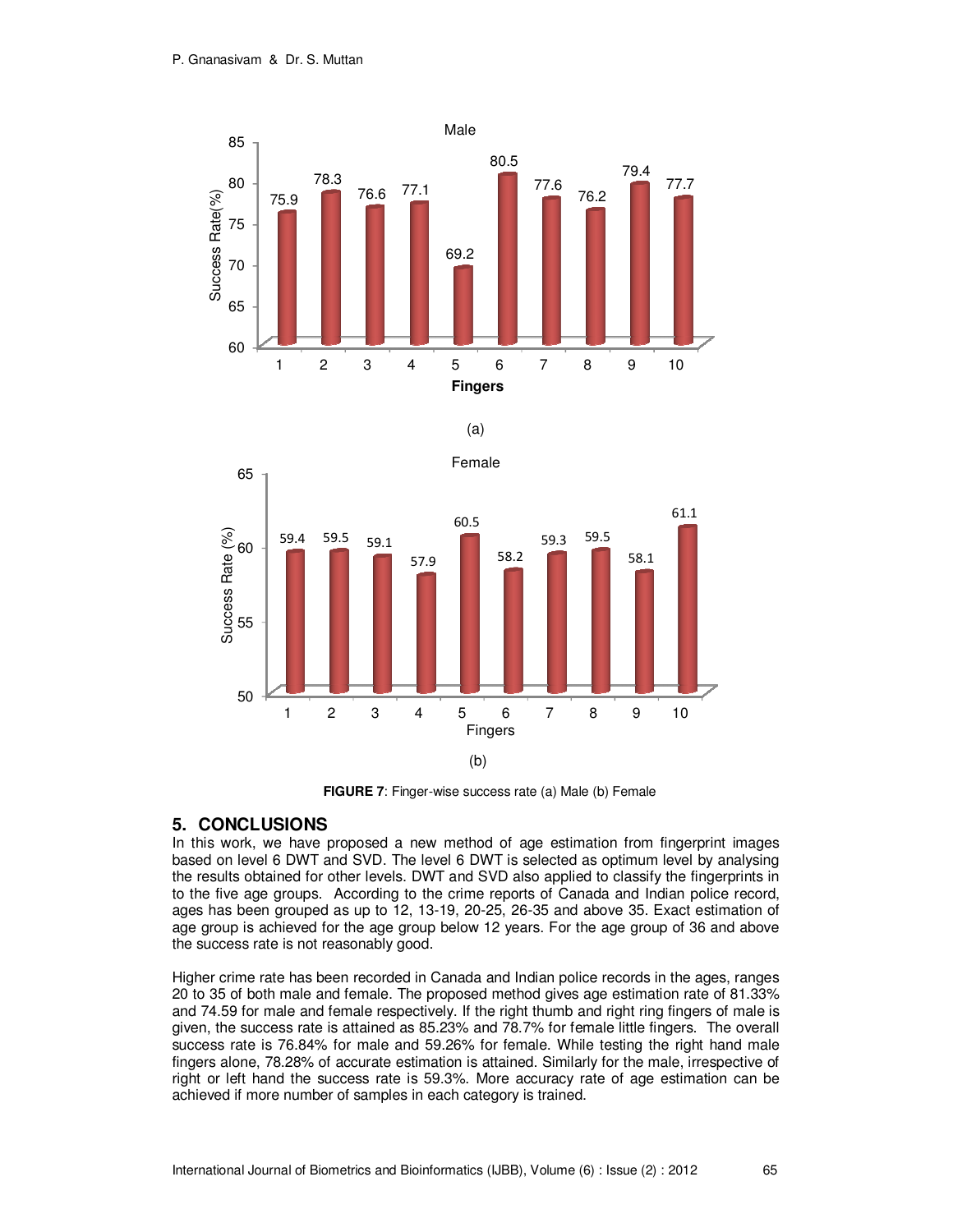**FIGURE 7**: Finger-wise success rate (a) Male (b) Female

## 5. CONCLUSIONS

In this work, we have proposed a new method of age estimation from fingerprint images based on level 6 DWT and SVD. The level 6 DWT is selected as optimum level by analysing the results obtained for other levels. DWT and SVD also applied to classify the fingerprints in to the five age groups. According to the crime reports of Canada and Indian police record, ages has been grouped as up to 12, 13-19, 20-25, 26-35 and above 35. Exact estimation of age group is achieved for the age group below 12 years. For the age group of 36 and above the success rate is not reasonably good.

Higher crime rate has been recorded in Canada and Indian police records in the ages, ranges 20 to 35 of both male and female. The proposed method gives age estimation rate of 81.33% and 74.59 for male and female respectively. If the right thumb and right ring fingers of male is given, the success rate is attained as 85.23% and 78.7% for female little fingers. The overall success rate is 76.84% for male and 59.26% for female. While testing the right hand male fingers alone, 78.28% of accurate estimation is attained. Similarly for the male, irrespective of right or left hand the success rate is 59.3%. More accuracy rate of age estimation can be achieved if more number of samples in each category is trained.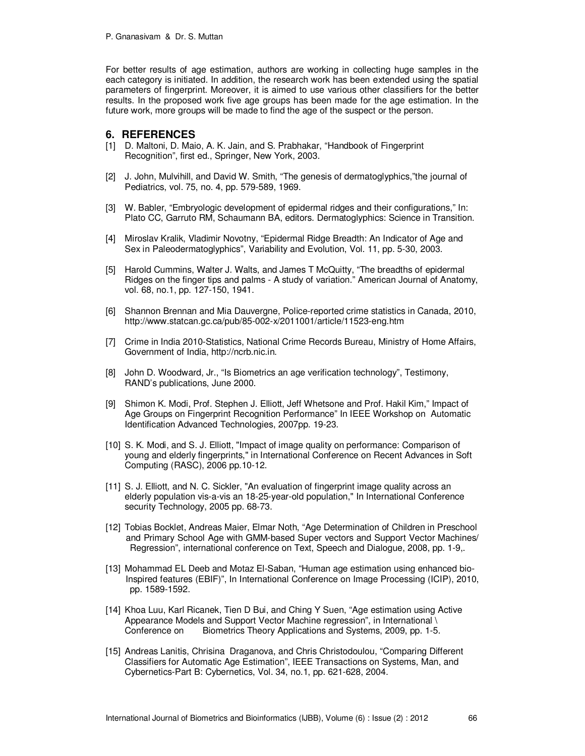For better results of age estimation, authors are working in collecting huge samples in the each category is initiated. In addition, the research work has been extended using the spatial parameters of fingerprint. Moreover, it is aimed to use various other classifiers for the better results. In the proposed work five age groups has been made for the age estimation. In the future work, more groups will be made to find the age of the suspect or the person.

## 6. REFERENCES

[1] D. Maltoni, D. Maio, A. K. Jain, and S. Prabhakar, "Handbook of Fingerprint Recognition", first ed., Springer, New York, 2003.

[2] J. John, Mulvihill, and David W. Smith, "The genesis of dermatoglyphics,"the journal of Pediatrics, vol. 75, no. 4, pp. 579-589, 1969.

[3] W. Babler, "Embryologic development of epidermal ridges and their configurations," In: Plato CC, Garruto RM, Schaumann BA, editors. Dermatoglyphics: Science in Transition.

[4] Miroslav Kralik, Vladimir Novotny, "Epidermal Ridge Breadth: An Indicator of Age and Sex in Paleodermatoglyphics", Variability and Evolution, Vol. 11, pp. 5-30, 2003.

[5] Harold Cummins, Walter J. Walts, and James T McQuitty, "The breadths of epidermal Ridges on the finger tips and palms - A study of variation." American Journal of Anatomy, vol. 68, no.1, pp. 127-150, 1941.

[6] Shannon Brennan and Mia Dauvergne, Police-reported crime statistics in Canada, 2010, http://www.statcan.gc.ca/pub/85-002-x/2011001/article/11523-eng.htm

[7] Crime in India 2010-Statistics, National Crime Records Bureau, Ministry of Home Affairs, Government of India, http://ncrb.nic.in.

[8] John D. Woodward, Jr., "Is Biometrics an age verification technology", Testimony, RAND's publications, June 2000.

[9] Shimon K. Modi, Prof. Stephen J. Elliott, Jeff Whetsone and Prof. Hakil Kim," Impact of Age Groups on Fingerprint Recognition Performance" In IEEE Workshop on Automatic Identification Advanced Technologies, 2007pp. 19-23.

[10] S. K. Modi, and S. J. Elliott, "Impact of image quality on performance: Comparison of young and elderly fingerprints," in International Conference on Recent Advances in Soft Computing (RASC), 2006 pp.10-12.

[11] S. J. Elliott, and N. C. Sickler, "An evaluation of fingerprint image quality across an elderly population vis-a-vis an 18-25-year-old population," In International Conference security Technology, 2005 pp. 68-73.

[12] Tobias Bocklet, Andreas Maier, Elmar Noth, "Age Determination of Children in Preschool and Primary School Age with GMM-based Super vectors and Support Vector Machines/ Regression", international conference on Text, Speech and Dialogue, 2008, pp. 1-9,.

[13] Mohammad EL Deeb and Motaz El-Saban, "Human age estimation using enhanced bio-Inspired features (EBIF)", In International Conference on Image Processing (ICIP), 2010, pp. 1589-1592.

[14] Khoa Luu, Karl Ricanek, Tien D Bui, and Ching Y Suen, "Age estimation using Active Appearance Models and Support Vector Machine regression", in International \ Conference on Biometrics Theory Applications and Systems, 2009, pp. 1-5.

[15] Andreas Lanitis, Chrisina Draganova, and Chris Christodoulou, "Comparing Different Classifiers for Automatic Age Estimation", IEEE Transactions on Systems, Man, and Cybernetics-Part B: Cybernetics, Vol. 34, no.1, pp. 621-628, 2004.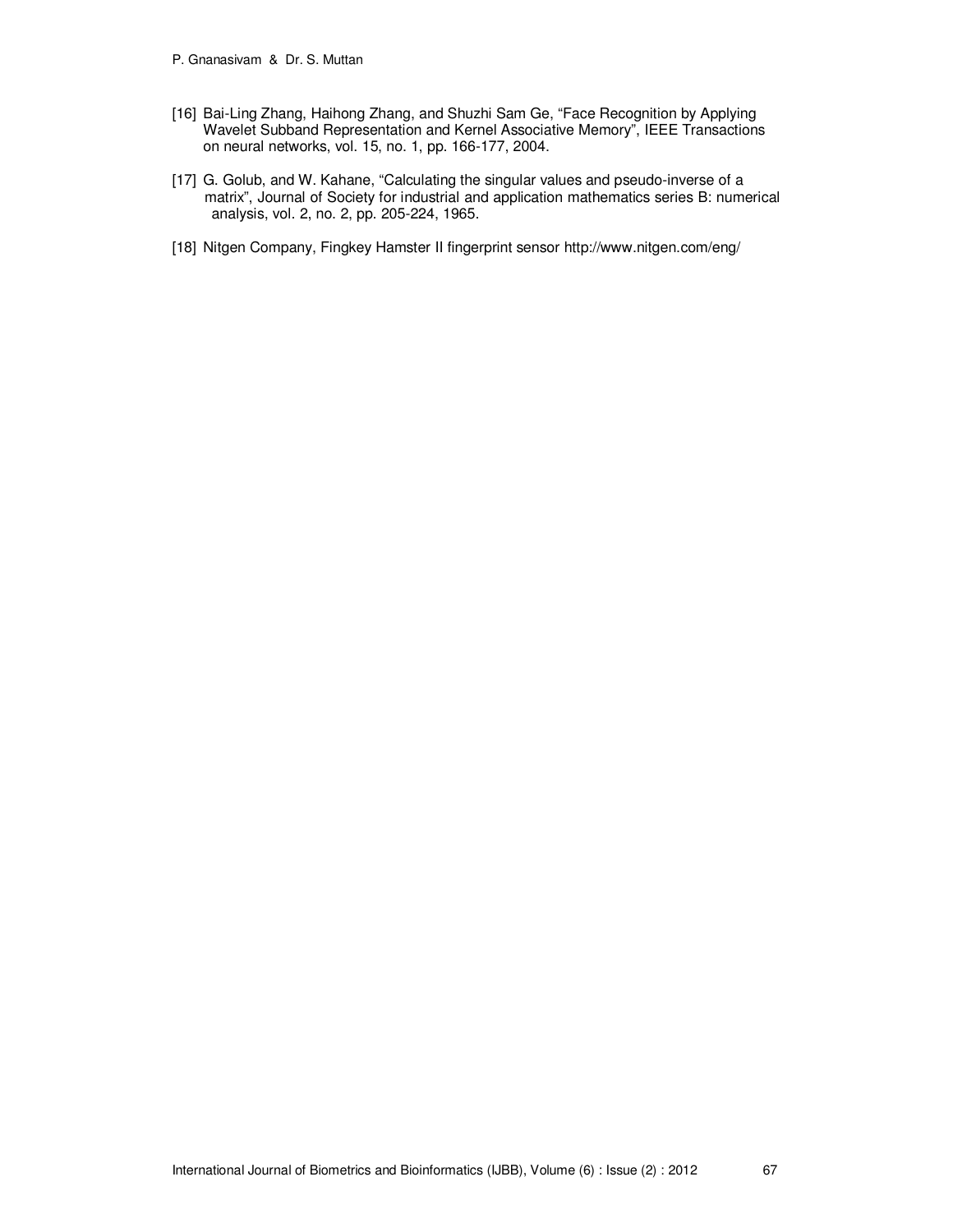[16] Bai-Ling Zhang, Haihong Zhang, and Shuzhi Sam Ge, “Face Recognition by Applying Wavelet Subband Representation and Kernel Associative Memory”, IEEE Transactions on neural networks, vol. 15, no. 1, pp. 166-177, 2004.

[17] G. Golub, and W. Kahane, “Calculating the singular values and pseudo-inverse of a matrix”, Journal of Society for industrial and application mathematics series B: numerical analysis, vol. 2, no. 2, pp. 205-224, 1965.

[18] Nitgen Company, Fingkey Hamster II fingerprint sensor http://www.nitgen.com/eng/